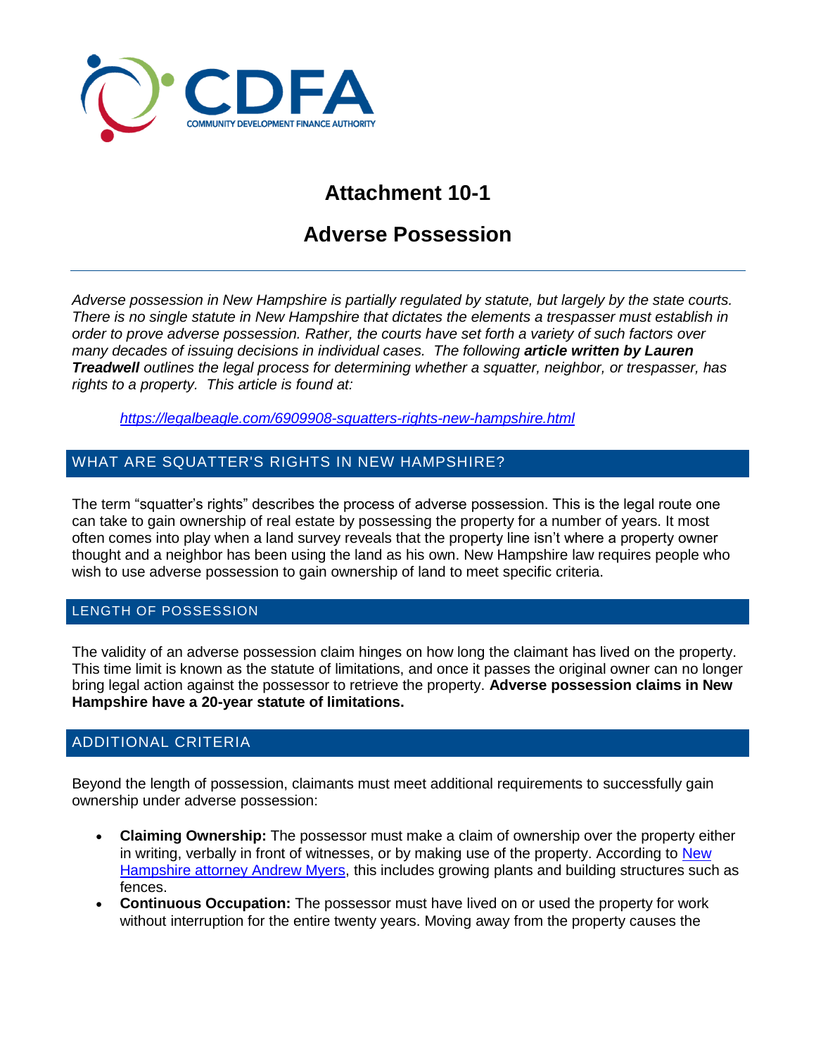CDFA

COMMUNITY DEVELOPMENT FINANCE AUTHORITY

# Attachment 10-1

# Adverse Possession

---

*Adverse possession in New Hampshire is partially regulated by statute, but largely by the state courts. There is no single statute in New Hampshire that dictates the elements a trespasser must establish in order to prove adverse possession. Rather, the courts have set forth a variety of such factors over many decades of issuing decisions in individual cases. The following **article written by Lauren Treadwell** outlines the legal process for determining whether a squatter, neighbor, or trespasser, has rights to a property. This article is found at:*

*[https://legalbeagle.com/6909908-squatters-rights-new-hampshire.html](https://legalbeagle.com/6909908-squatters-rights-new-hampshire.html)*

## WHAT ARE SQUATTER'S RIGHTS IN NEW HAMPSHIRE?

The term "squatter's rights" describes the process of adverse possession. This is the legal route one can take to gain ownership of real estate by possessing the property for a number of years. It most often comes into play when a land survey reveals that the property line isn't where a property owner thought and a neighbor has been using the land as his own. New Hampshire law requires people who wish to use adverse possession to gain ownership of land to meet specific criteria.

### LENGTH OF POSSESSION

The validity of an adverse possession claim hinges on how long the claimant has lived on the property. This time limit is known as the statute of limitations, and once it passes the original owner can no longer bring legal action against the possessor to retrieve the property. **Adverse possession claims in New Hampshire have a 20-year statute of limitations.**

### ADDITIONAL CRITERIA

Beyond the length of possession, claimants must meet additional requirements to successfully gain ownership under adverse possession:

- **Claiming Ownership:** The possessor must make a claim of ownership over the property either in writing, verbally in front of witnesses, or by making use of the property. According to New Hampshire attorney Andrew Myers, this includes growing plants and building structures such as fences.
- **Continuous Occupation:** The possessor must have lived on or used the property for work without interruption for the entire twenty years. Moving away from the property causes the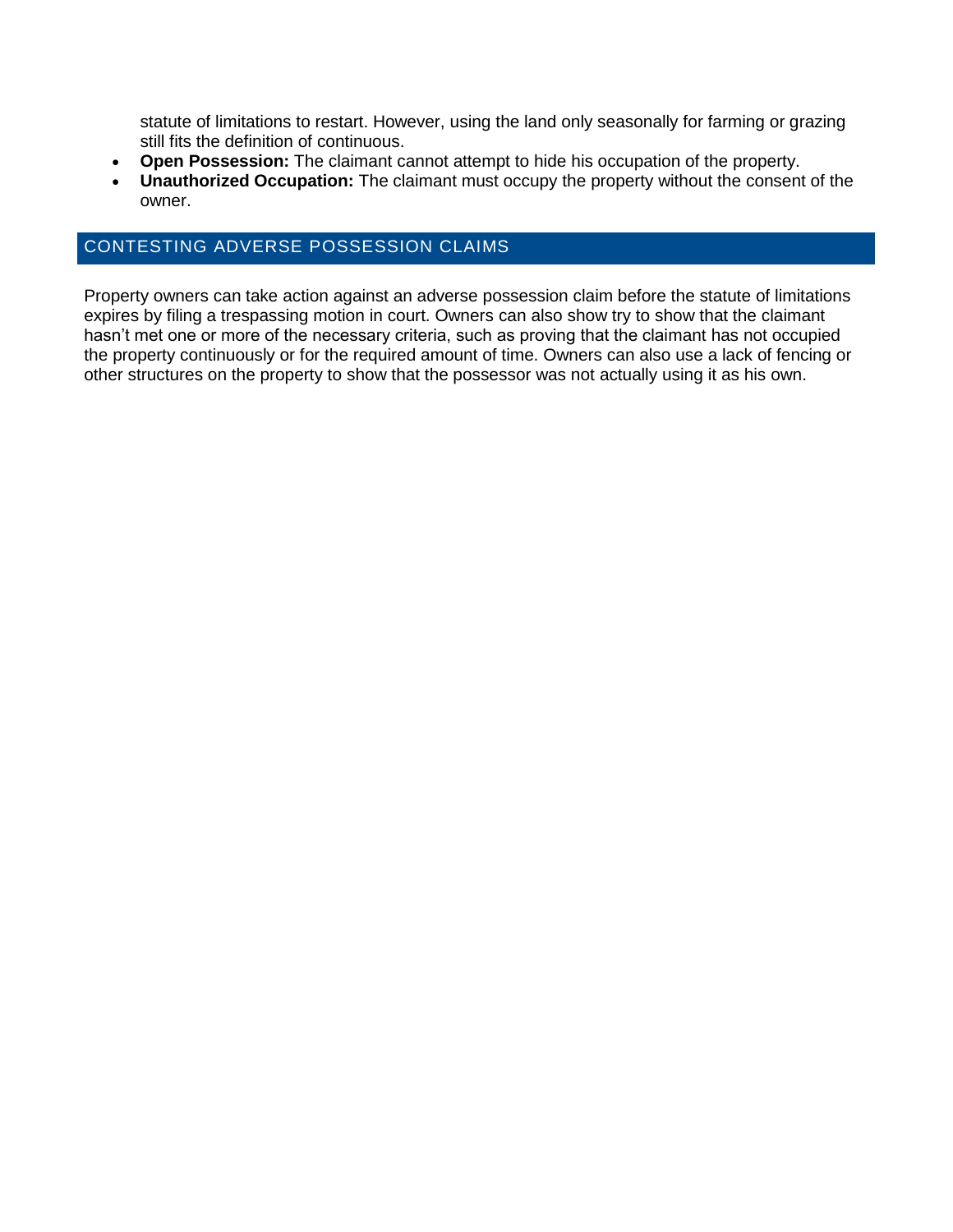statute of limitations to restart. However, using the land only seasonally for farming or grazing still fits the definition of continuous.

- **Open Possession:** The claimant cannot attempt to hide his occupation of the property.
- **Unauthorized Occupation:** The claimant must occupy the property without the consent of the owner.

## CONTESTING ADVERSE POSSESSION CLAIMS

Property owners can take action against an adverse possession claim before the statute of limitations expires by filing a trespassing motion in court. Owners can also show try to show that the claimant hasn't met one or more of the necessary criteria, such as proving that the claimant has not occupied the property continuously or for the required amount of time. Owners can also use a lack of fencing or other structures on the property to show that the possessor was not actually using it as his own.